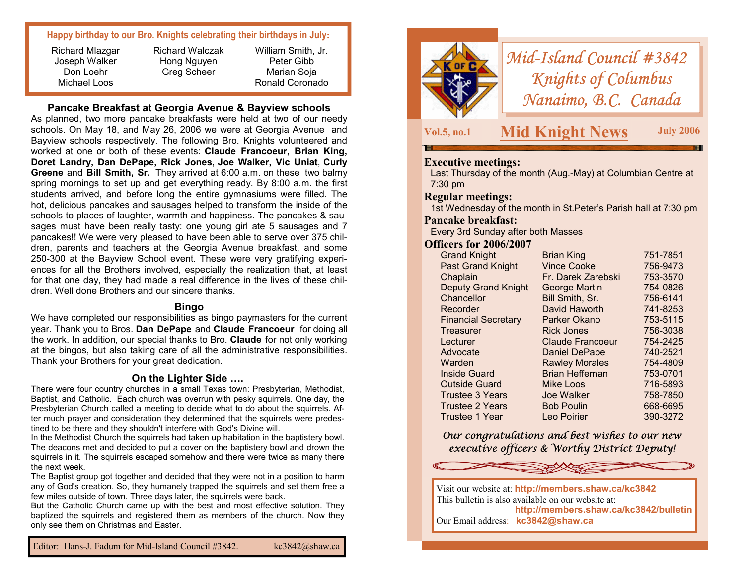# Mid-Island Council #3842
## Knights of Columbus
## Nanaimo, B.C. Canada

**Vol.5, no.1** — **Mid Knight News** — **July 2006**

### Executive meetings:
Last Thursday of the month (Aug.-May) at Columbian Centre at 7:30 pm

### Regular meetings:
1st Wednesday of the month in St.Peter's Parish hall at 7:30 pm

### Pancake breakfast:
Every 3rd Sunday after both Masses

### Officers for 2006/2007

| Office | Name | Phone |
|---|---|---|
| Grand Knight | Brian King | 751-7851 |
| Past Grand Knight | Vince Cooke | 756-9473 |
| Chaplain | Fr. Darek Zarebski | 753-3570 |
| Deputy Grand Knight | George Martin | 754-0826 |
| Chancellor | Bill Smith, Sr. | 756-6141 |
| Recorder | David Haworth | 741-8253 |
| Financial Secretary | Parker Okano | 753-5115 |
| Treasurer | Rick Jones | 756-3038 |
| Lecturer | Claude Francoeur | 754-2425 |
| Advocate | Daniel DePape | 740-2521 |
| Warden | Rawley Morales | 754-4809 |
| Inside Guard | Brian Heffernan | 753-0701 |
| Outside Guard | Mike Loos | 716-5893 |
| Trustee 3 Years | Joe Walker | 758-7850 |
| Trustee 2 Years | Bob Poulin | 668-6695 |
| Trustee 1 Year | Leo Poirier | 390-3272 |

*Our congratulations and best wishes to our new executive officers & Worthy District Deputy!*

Visit our website at: **http://members.shaw.ca/kc3842**
This bulletin is also available on our website at: **http://members.shaw.ca/kc3842/bulletin**
Our Email address: **kc3842@shaw.ca**

---

**Happy birthday to our Bro. Knights celebrating their birthdays in July:**

Richard Mlazgar, Joseph Walker, Don Loehr, Michael Loos, Richard Walczak, Hong Nguyen, Greg Scheer, William Smith, Jr., Peter Gibb, Marian Soja, Ronald Coronado

## Pancake Breakfast at Georgia Avenue & Bayview schools

As planned, two more pancake breakfasts were held at two of our needy schools. On May 18, and May 26, 2006 we were at Georgia Avenue and Bayview schools respectively. The following Bro. Knights volunteered and worked at one or both of these events: **Claude Francoeur, Brian King, Doret Landry, Dan DePape, Rick Jones, Joe Walker, Vic Uniat**, **Curly Greene** and **Bill Smith, Sr.** They arrived at 6:00 a.m. on these two balmy spring mornings to set up and get everything ready. By 8:00 a.m. the first students arrived, and before long the entire gymnasiums were filled. The hot, delicious pancakes and sausages helped to transform the inside of the schools to places of laughter, warmth and happiness. The pancakes & sausages must have been really tasty: one young girl ate 5 sausages and 7 pancakes!! We were very pleased to have been able to serve over 375 children, parents and teachers at the Georgia Avenue breakfast, and some 250-300 at the Bayview School event. These were very gratifying experiences for all the Brothers involved, especially the realization that, at least for that one day, they had made a real difference in the lives of these children. Well done Brothers and our sincere thanks.

## Bingo

We have completed our responsibilities as bingo paymasters for the current year. Thank you to Bros. **Dan DePape** and **Claude Francoeur** for doing all the work. In addition, our special thanks to Bro. **Claude** for not only working at the bingos, but also taking care of all the administrative responsibilities. Thank your Brothers for your great dedication.

## On the Lighter Side ….

There were four country churches in a small Texas town: Presbyterian, Methodist, Baptist, and Catholic. Each church was overrun with pesky squirrels. One day, the Presbyterian Church called a meeting to decide what to do about the squirrels. After much prayer and consideration they determined that the squirrels were predestined to be there and they shouldn't interfere with God's Divine will.

In the Methodist Church the squirrels had taken up habitation in the baptistery bowl. The deacons met and decided to put a cover on the baptistery bowl and drown the squirrels in it. The squirrels escaped somehow and there were twice as many there the next week.

The Baptist group got together and decided that they were not in a position to harm any of God's creation. So, they humanely trapped the squirrels and set them free a few miles outside of town. Three days later, the squirrels were back.

But the Catholic Church came up with the best and most effective solution. They baptized the squirrels and registered them as members of the church. Now they only see them on Christmas and Easter.

Editor: Hans-J. Fadum for Mid-Island Council #3842. kc3842@shaw.ca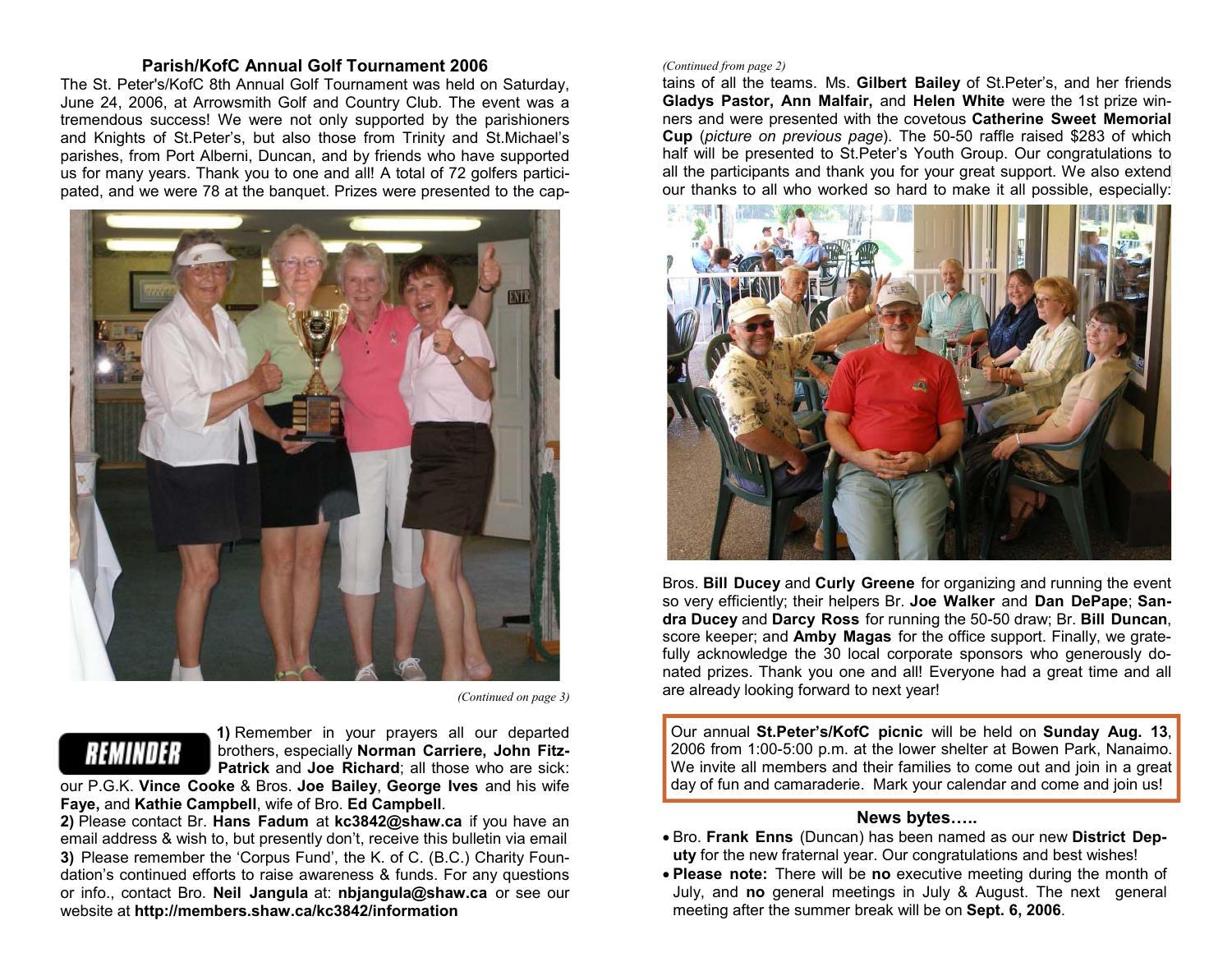## Parish/KofC Annual Golf Tournament 2006

The St. Peter's/KofC 8th Annual Golf Tournament was held on Saturday, June 24, 2006, at Arrowsmith Golf and Country Club. The event was a tremendous success! We were not only supported by the parishioners and Knights of St.Peter's, but also those from Trinity and St.Michael's parishes, from Port Alberni, Duncan, and by friends who have supported us for many years. Thank you to one and all! A total of 72 golfers participated, and we were 78 at the banquet. Prizes were presented to the captains of all the teams. Ms. **Gilbert Bailey** of St.Peter's, and her friends **Gladys Pastor, Ann Malfair,** and **Helen White** were the 1st prize winners and were presented with the covetous **Catherine Sweet Memorial Cup** (*picture on previous page*). The 50-50 raffle raised $283 of which half will be presented to St.Peter's Youth Group. Our congratulations to all the participants and thank you for your great support. We also extend our thanks to all who worked so hard to make it all possible, especially: Bros. **Bill Ducey** and **Curly Greene** for organizing and running the event so very efficiently; their helpers Br. **Joe Walker** and **Dan DePape**; **Sandra Ducey** and **Darcy Ross** for running the 50-50 draw; Br. **Bill Duncan**, score keeper; and **Amby Magas** for the office support. Finally, we gratefully acknowledge the 30 local corporate sponsors who generously donated prizes. Thank you one and all! Everyone had a great time and all are already looking forward to next year!

**REMINDER**

**1)** Remember in your prayers all our departed brothers, especially **Norman Carriere, John Fitz-Patrick** and **Joe Richard**; all those who are sick: our P.G.K. **Vince Cooke** & Bros. **Joe Bailey**, **George Ives** and his wife **Faye,** and **Kathie Campbell**, wife of Bro. **Ed Campbell**.

**2)** Please contact Br. **Hans Fadum** at **kc3842@shaw.ca** if you have an email address & wish to, but presently don't, receive this bulletin via email

**3)** Please remember the 'Corpus Fund', the K. of C. (B.C.) Charity Foundation's continued efforts to raise awareness & funds. For any questions or info., contact Bro. **Neil Jangula** at: **nbjangula@shaw.ca** or see our website at **http://members.shaw.ca/kc3842/information**

Our annual **St.Peter's/KofC picnic** will be held on **Sunday Aug. 13**, 2006 from 1:00-5:00 p.m. at the lower shelter at Bowen Park, Nanaimo. We invite all members and their families to come out and join in a great day of fun and camaraderie. Mark your calendar and come and join us!

## News bytes…..

- Bro. **Frank Enns** (Duncan) has been named as our new **District Deputy** for the new fraternal year. Our congratulations and best wishes!
- **Please note:** There will be **no** executive meeting during the month of July, and **no** general meetings in July & August. The next general meeting after the summer break will be on **Sept. 6, 2006**.